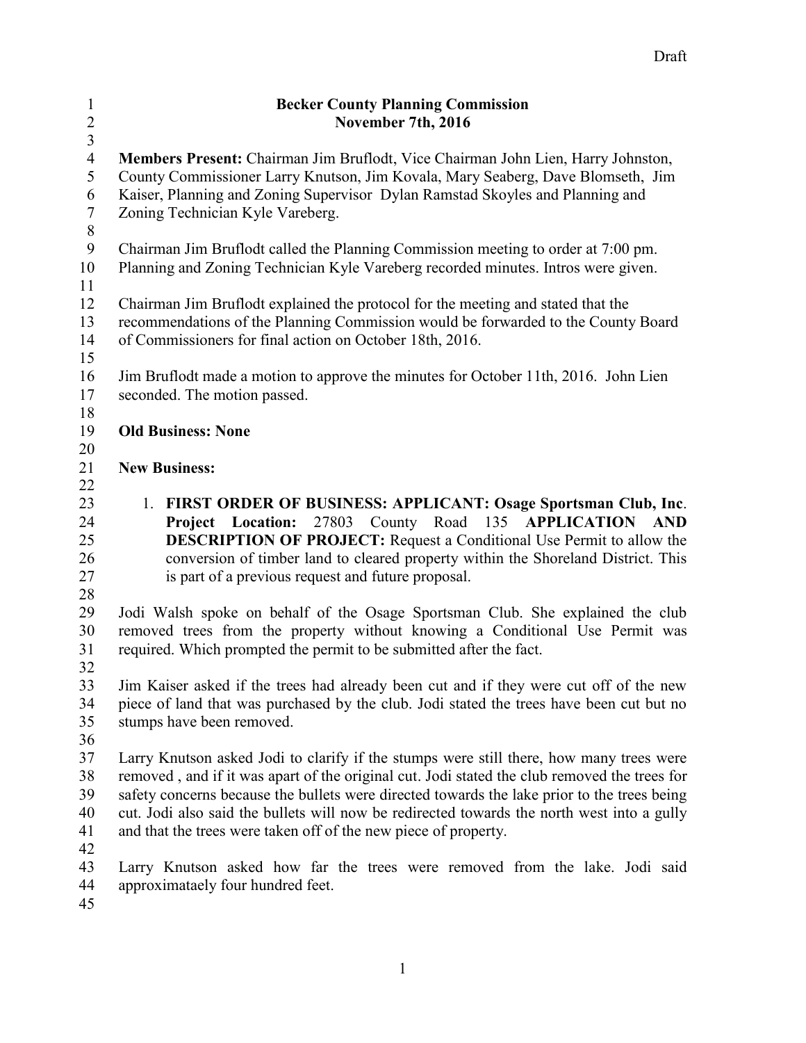Draft

# Becker County Planning Commission
## November 7th, 2016

**Members Present:** Chairman Jim Bruflodt, Vice Chairman John Lien, Harry Johnston, County Commissioner Larry Knutson, Jim Kovala, Mary Seaberg, Dave Blomseth, Jim Kaiser, Planning and Zoning Supervisor Dylan Ramstad Skoyles and Planning and Zoning Technician Kyle Vareberg.

Chairman Jim Bruflodt called the Planning Commission meeting to order at 7:00 pm. Planning and Zoning Technician Kyle Vareberg recorded minutes. Intros were given.

Chairman Jim Bruflodt explained the protocol for the meeting and stated that the recommendations of the Planning Commission would be forwarded to the County Board of Commissioners for final action on October 18th, 2016.

Jim Bruflodt made a motion to approve the minutes for October 11th, 2016. John Lien seconded. The motion passed.

**Old Business: None**

**New Business:**

1. **FIRST ORDER OF BUSINESS: APPLICANT: Osage Sportsman Club, Inc**. **Project Location:** 27803 County Road 135 **APPLICATION AND DESCRIPTION OF PROJECT:** Request a Conditional Use Permit to allow the conversion of timber land to cleared property within the Shoreland District. This is part of a previous request and future proposal.

Jodi Walsh spoke on behalf of the Osage Sportsman Club. She explained the club removed trees from the property without knowing a Conditional Use Permit was required. Which prompted the permit to be submitted after the fact.

Jim Kaiser asked if the trees had already been cut and if they were cut off of the new piece of land that was purchased by the club. Jodi stated the trees have been cut but no stumps have been removed.

Larry Knutson asked Jodi to clarify if the stumps were still there, how many trees were removed , and if it was apart of the original cut. Jodi stated the club removed the trees for safety concerns because the bullets were directed towards the lake prior to the trees being cut. Jodi also said the bullets will now be redirected towards the north west into a gully and that the trees were taken off of the new piece of property.

Larry Knutson asked how far the trees were removed from the lake. Jodi said approximataely four hundred feet.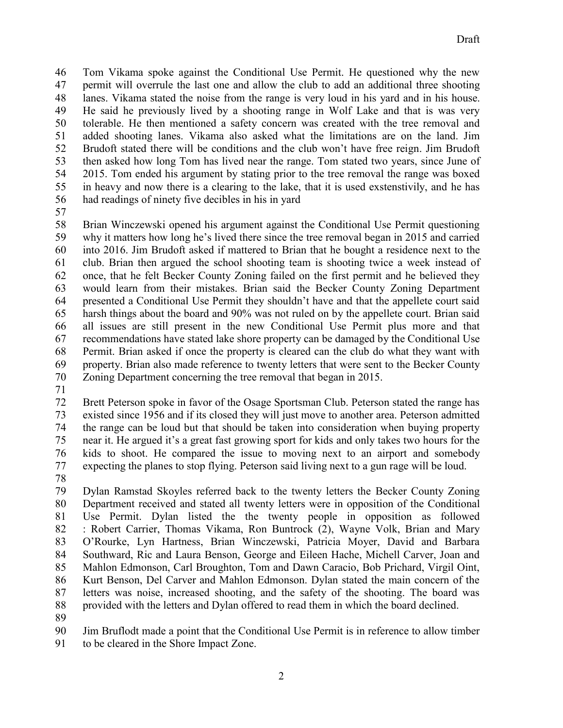Tom Vikama spoke against the Conditional Use Permit. He questioned why the new permit will overrule the last one and allow the club to add an additional three shooting lanes. Vikama stated the noise from the range is very loud in his yard and in his house. He said he previously lived by a shooting range in Wolf Lake and that is was very tolerable. He then mentioned a safety concern was created with the tree removal and added shooting lanes. Vikama also asked what the limitations are on the land. Jim Brudoft stated there will be conditions and the club won't have free reign. Jim Brudoft then asked how long Tom has lived near the range. Tom stated two years, since June of 2015. Tom ended his argument by stating prior to the tree removal the range was boxed in heavy and now there is a clearing to the lake, that it is used exstenstivily, and he has had readings of ninety five decibles in his in yard

Brian Winczewski opened his argument against the Conditional Use Permit questioning why it matters how long he's lived there since the tree removal began in 2015 and carried into 2016. Jim Brudoft asked if mattered to Brian that he bought a residence next to the club. Brian then argued the school shooting team is shooting twice a week instead of once, that he felt Becker County Zoning failed on the first permit and he believed they would learn from their mistakes. Brian said the Becker County Zoning Department presented a Conditional Use Permit they shouldn't have and that the appellete court said harsh things about the board and 90% was not ruled on by the appellete court. Brian said all issues are still present in the new Conditional Use Permit plus more and that recommendations have stated lake shore property can be damaged by the Conditional Use Permit. Brian asked if once the property is cleared can the club do what they want with property. Brian also made reference to twenty letters that were sent to the Becker County Zoning Department concerning the tree removal that began in 2015.

Brett Peterson spoke in favor of the Osage Sportsman Club. Peterson stated the range has existed since 1956 and if its closed they will just move to another area. Peterson admitted the range can be loud but that should be taken into consideration when buying property near it. He argued it's a great fast growing sport for kids and only takes two hours for the kids to shoot. He compared the issue to moving next to an airport and somebody expecting the planes to stop flying. Peterson said living next to a gun rage will be loud.

Dylan Ramstad Skoyles referred back to the twenty letters the Becker County Zoning Department received and stated all twenty letters were in opposition of the Conditional Use Permit. Dylan listed the the twenty people in opposition as followed : Robert Carrier, Thomas Vikama, Ron Buntrock (2), Wayne Volk, Brian and Mary O'Rourke, Lyn Hartness, Brian Winczewski, Patricia Moyer, David and Barbara Southward, Ric and Laura Benson, George and Eileen Hache, Michell Carver, Joan and Mahlon Edmonson, Carl Broughton, Tom and Dawn Caracio, Bob Prichard, Virgil Oint, Kurt Benson, Del Carver and Mahlon Edmonson. Dylan stated the main concern of the letters was noise, increased shooting, and the safety of the shooting. The board was provided with the letters and Dylan offered to read them in which the board declined.

Jim Bruflodt made a point that the Conditional Use Permit is in reference to allow timber to be cleared in the Shore Impact Zone.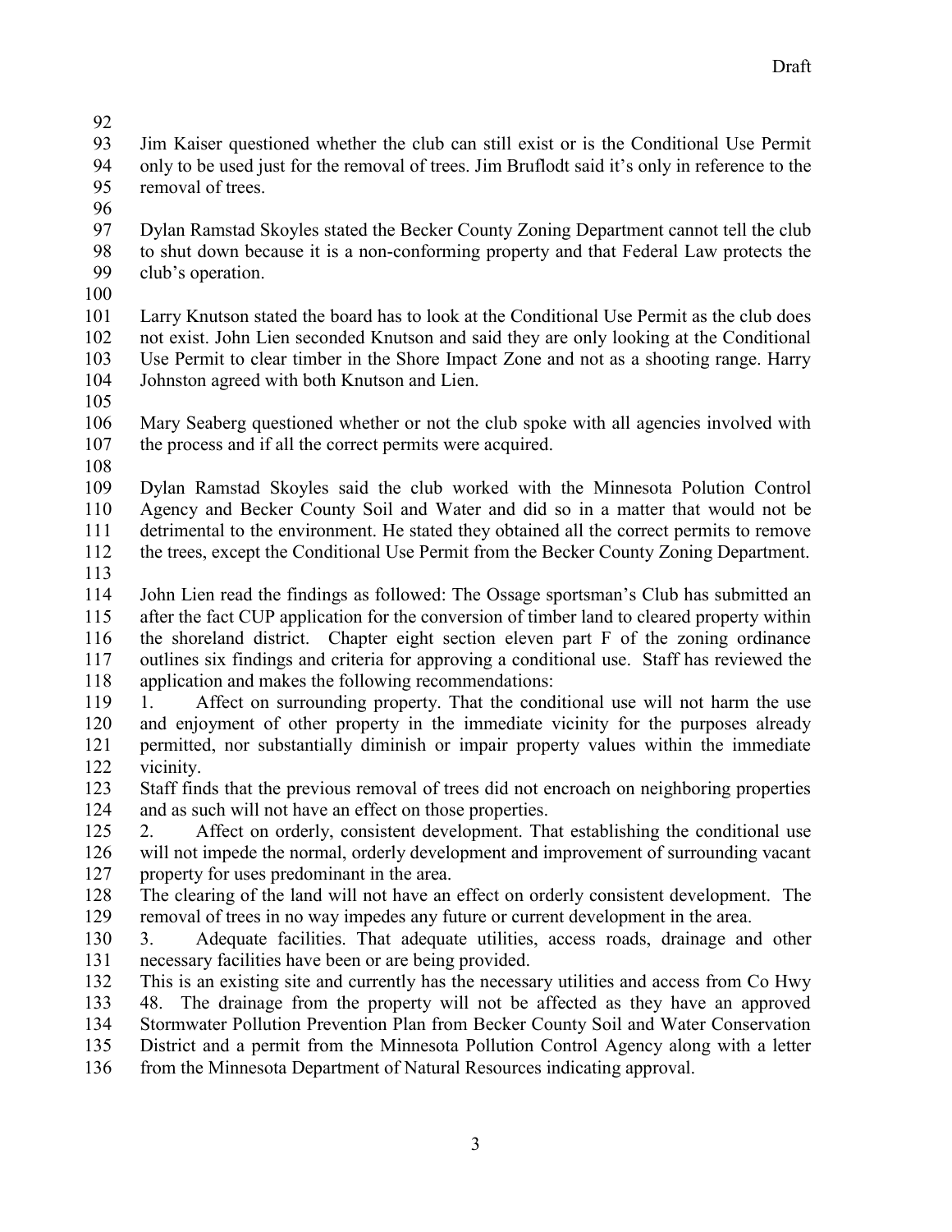Jim Kaiser questioned whether the club can still exist or is the Conditional Use Permit only to be used just for the removal of trees. Jim Bruflodt said it's only in reference to the removal of trees.

Dylan Ramstad Skoyles stated the Becker County Zoning Department cannot tell the club to shut down because it is a non-conforming property and that Federal Law protects the club's operation.

Larry Knutson stated the board has to look at the Conditional Use Permit as the club does not exist. John Lien seconded Knutson and said they are only looking at the Conditional Use Permit to clear timber in the Shore Impact Zone and not as a shooting range. Harry Johnston agreed with both Knutson and Lien.

Mary Seaberg questioned whether or not the club spoke with all agencies involved with the process and if all the correct permits were acquired.

Dylan Ramstad Skoyles said the club worked with the Minnesota Polution Control Agency and Becker County Soil and Water and did so in a matter that would not be detrimental to the environment. He stated they obtained all the correct permits to remove the trees, except the Conditional Use Permit from the Becker County Zoning Department.

John Lien read the findings as followed: The Ossage sportsman's Club has submitted an after the fact CUP application for the conversion of timber land to cleared property within the shoreland district. Chapter eight section eleven part F of the zoning ordinance outlines six findings and criteria for approving a conditional use. Staff has reviewed the application and makes the following recommendations:

1. Affect on surrounding property. That the conditional use will not harm the use and enjoyment of other property in the immediate vicinity for the purposes already permitted, nor substantially diminish or impair property values within the immediate vicinity.

Staff finds that the previous removal of trees did not encroach on neighboring properties and as such will not have an effect on those properties.

2. Affect on orderly, consistent development. That establishing the conditional use will not impede the normal, orderly development and improvement of surrounding vacant property for uses predominant in the area.

The clearing of the land will not have an effect on orderly consistent development. The removal of trees in no way impedes any future or current development in the area.

3. Adequate facilities. That adequate utilities, access roads, drainage and other necessary facilities have been or are being provided.

This is an existing site and currently has the necessary utilities and access from Co Hwy 48. The drainage from the property will not be affected as they have an approved Stormwater Pollution Prevention Plan from Becker County Soil and Water Conservation District and a permit from the Minnesota Pollution Control Agency along with a letter from the Minnesota Department of Natural Resources indicating approval.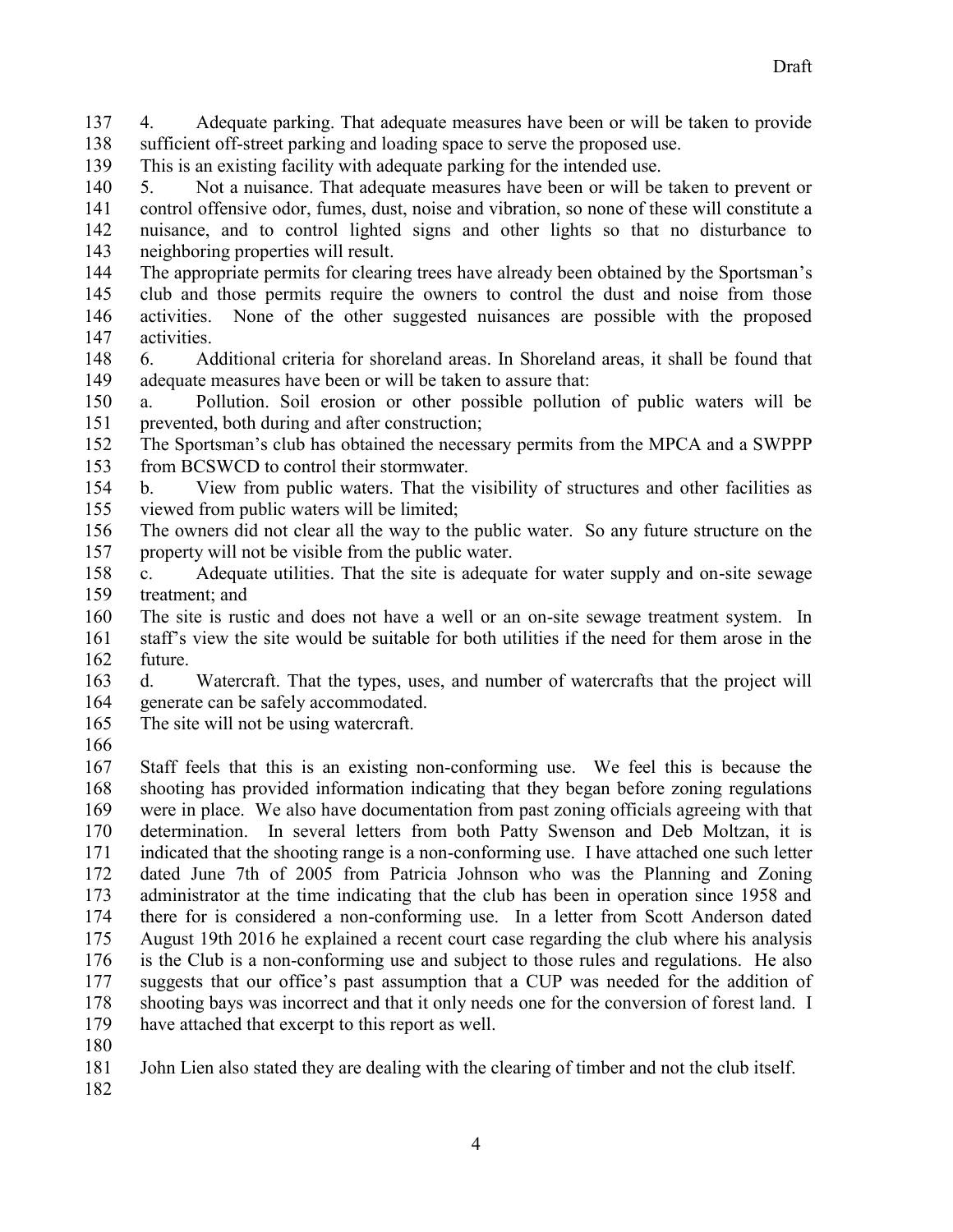4. Adequate parking. That adequate measures have been or will be taken to provide sufficient off-street parking and loading space to serve the proposed use.

This is an existing facility with adequate parking for the intended use.

5. Not a nuisance. That adequate measures have been or will be taken to prevent or control offensive odor, fumes, dust, noise and vibration, so none of these will constitute a nuisance, and to control lighted signs and other lights so that no disturbance to neighboring properties will result.

The appropriate permits for clearing trees have already been obtained by the Sportsman's club and those permits require the owners to control the dust and noise from those activities. None of the other suggested nuisances are possible with the proposed activities.

6. Additional criteria for shoreland areas. In Shoreland areas, it shall be found that adequate measures have been or will be taken to assure that:

a. Pollution. Soil erosion or other possible pollution of public waters will be prevented, both during and after construction;

The Sportsman's club has obtained the necessary permits from the MPCA and a SWPPP from BCSWCD to control their stormwater.

b. View from public waters. That the visibility of structures and other facilities as viewed from public waters will be limited;

The owners did not clear all the way to the public water. So any future structure on the property will not be visible from the public water.

c. Adequate utilities. That the site is adequate for water supply and on-site sewage treatment; and

The site is rustic and does not have a well or an on-site sewage treatment system. In staff's view the site would be suitable for both utilities if the need for them arose in the future.

d. Watercraft. That the types, uses, and number of watercrafts that the project will generate can be safely accommodated.

The site will not be using watercraft.

Staff feels that this is an existing non-conforming use. We feel this is because the shooting has provided information indicating that they began before zoning regulations were in place. We also have documentation from past zoning officials agreeing with that determination. In several letters from both Patty Swenson and Deb Moltzan, it is indicated that the shooting range is a non-conforming use. I have attached one such letter dated June 7th of 2005 from Patricia Johnson who was the Planning and Zoning administrator at the time indicating that the club has been in operation since 1958 and there for is considered a non-conforming use. In a letter from Scott Anderson dated August 19th 2016 he explained a recent court case regarding the club where his analysis is the Club is a non-conforming use and subject to those rules and regulations. He also suggests that our office's past assumption that a CUP was needed for the addition of shooting bays was incorrect and that it only needs one for the conversion of forest land. I have attached that excerpt to this report as well.

John Lien also stated they are dealing with the clearing of timber and not the club itself.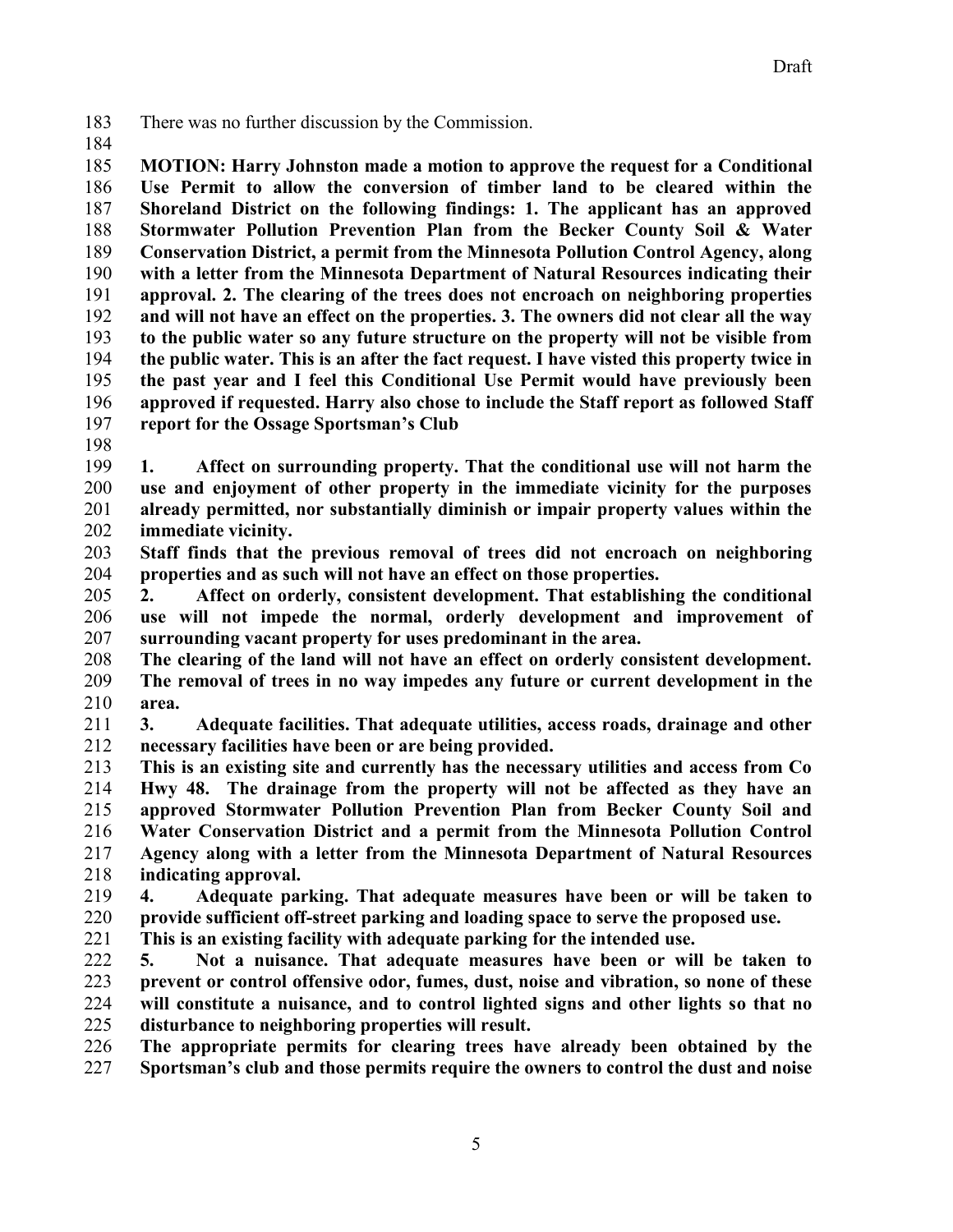There was no further discussion by the Commission.

**MOTION: Harry Johnston made a motion to approve the request for a Conditional Use Permit to allow the conversion of timber land to be cleared within the Shoreland District on the following findings: 1. The applicant has an approved Stormwater Pollution Prevention Plan from the Becker County Soil & Water Conservation District, a permit from the Minnesota Pollution Control Agency, along with a letter from the Minnesota Department of Natural Resources indicating their approval. 2. The clearing of the trees does not encroach on neighboring properties and will not have an effect on the properties. 3. The owners did not clear all the way to the public water so any future structure on the property will not be visible from the public water. This is an after the fact request. I have visted this property twice in the past year and I feel this Conditional Use Permit would have previously been approved if requested. Harry also chose to include the Staff report as followed Staff report for the Ossage Sportsman's Club**

**1. Affect on surrounding property. That the conditional use will not harm the use and enjoyment of other property in the immediate vicinity for the purposes already permitted, nor substantially diminish or impair property values within the immediate vicinity.**
**Staff finds that the previous removal of trees did not encroach on neighboring properties and as such will not have an effect on those properties.**

**2. Affect on orderly, consistent development. That establishing the conditional use will not impede the normal, orderly development and improvement of surrounding vacant property for uses predominant in the area.**
**The clearing of the land will not have an effect on orderly consistent development. The removal of trees in no way impedes any future or current development in the area.**

**3. Adequate facilities. That adequate utilities, access roads, drainage and other necessary facilities have been or are being provided.**
**This is an existing site and currently has the necessary utilities and access from Co Hwy 48. The drainage from the property will not be affected as they have an approved Stormwater Pollution Prevention Plan from Becker County Soil and Water Conservation District and a permit from the Minnesota Pollution Control Agency along with a letter from the Minnesota Department of Natural Resources indicating approval.**

**4. Adequate parking. That adequate measures have been or will be taken to provide sufficient off-street parking and loading space to serve the proposed use.**
**This is an existing facility with adequate parking for the intended use.**

**5. Not a nuisance. That adequate measures have been or will be taken to prevent or control offensive odor, fumes, dust, noise and vibration, so none of these will constitute a nuisance, and to control lighted signs and other lights so that no disturbance to neighboring properties will result.**
**The appropriate permits for clearing trees have already been obtained by the Sportsman's club and those permits require the owners to control the dust and noise**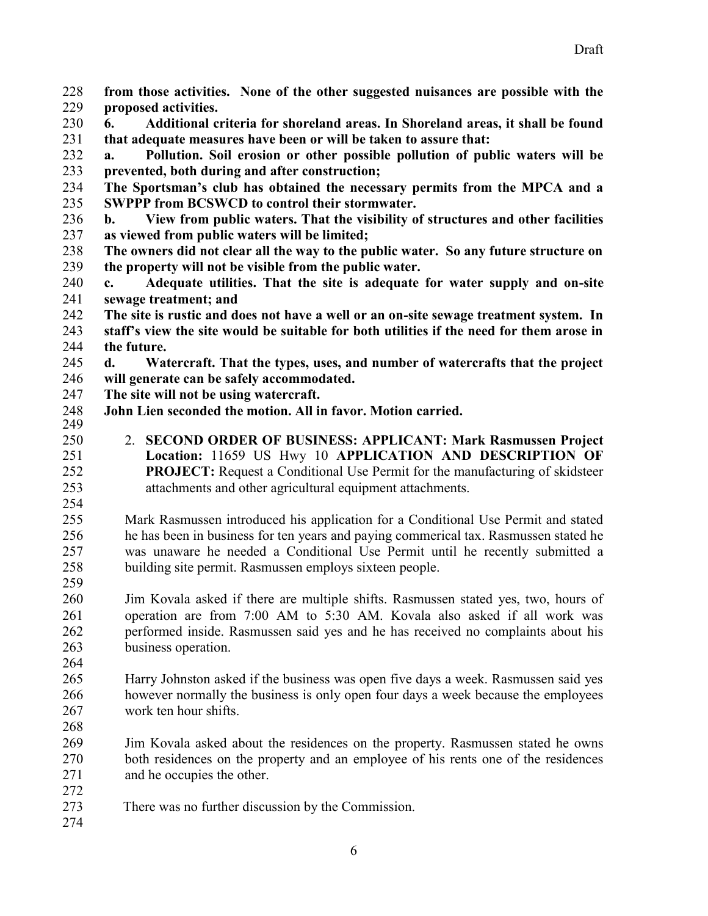**from those activities. None of the other suggested nuisances are possible with the proposed activities.**

**6. Additional criteria for shoreland areas. In Shoreland areas, it shall be found that adequate measures have been or will be taken to assure that:**

**a. Pollution. Soil erosion or other possible pollution of public waters will be prevented, both during and after construction;**

**The Sportsman's club has obtained the necessary permits from the MPCA and a SWPPP from BCSWCD to control their stormwater.**

**b. View from public waters. That the visibility of structures and other facilities as viewed from public waters will be limited;**

**The owners did not clear all the way to the public water. So any future structure on the property will not be visible from the public water.**

**c. Adequate utilities. That the site is adequate for water supply and on-site sewage treatment; and**

**The site is rustic and does not have a well or an on-site sewage treatment system. In staff's view the site would be suitable for both utilities if the need for them arose in the future.**

**d. Watercraft. That the types, uses, and number of watercrafts that the project will generate can be safely accommodated.**

**The site will not be using watercraft.**

**John Lien seconded the motion. All in favor. Motion carried.**

2. **SECOND ORDER OF BUSINESS: APPLICANT: Mark Rasmussen Project Location:** 11659 US Hwy 10 **APPLICATION AND DESCRIPTION OF PROJECT:** Request a Conditional Use Permit for the manufacturing of skidsteer attachments and other agricultural equipment attachments.

Mark Rasmussen introduced his application for a Conditional Use Permit and stated he has been in business for ten years and paying commerical tax. Rasmussen stated he was unaware he needed a Conditional Use Permit until he recently submitted a building site permit. Rasmussen employs sixteen people.

Jim Kovala asked if there are multiple shifts. Rasmussen stated yes, two, hours of operation are from 7:00 AM to 5:30 AM. Kovala also asked if all work was performed inside. Rasmussen said yes and he has received no complaints about his business operation.

Harry Johnston asked if the business was open five days a week. Rasmussen said yes however normally the business is only open four days a week because the employees work ten hour shifts.

Jim Kovala asked about the residences on the property. Rasmussen stated he owns both residences on the property and an employee of his rents one of the residences and he occupies the other.

There was no further discussion by the Commission.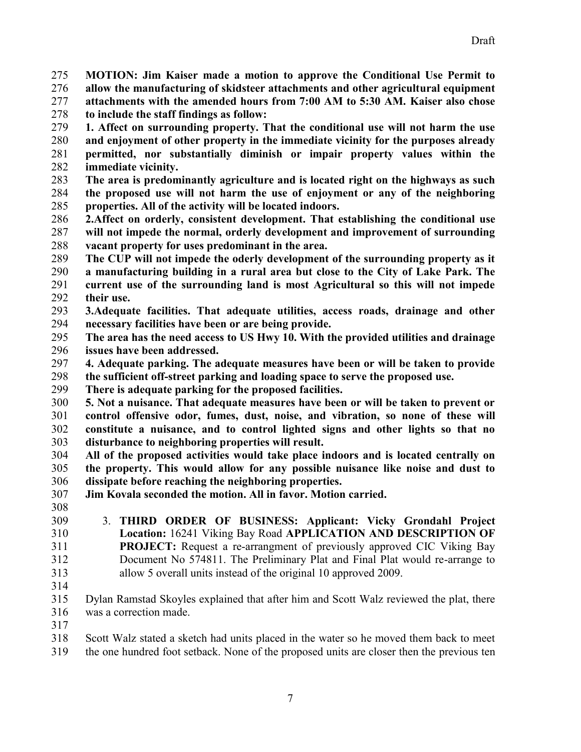**MOTION: Jim Kaiser made a motion to approve the Conditional Use Permit to allow the manufacturing of skidsteer attachments and other agricultural equipment attachments with the amended hours from 7:00 AM to 5:30 AM. Kaiser also chose to include the staff findings as follow:**

**1. Affect on surrounding property. That the conditional use will not harm the use and enjoyment of other property in the immediate vicinity for the purposes already permitted, nor substantially diminish or impair property values within the immediate vicinity.**

**The area is predominantly agriculture and is located right on the highways as such the proposed use will not harm the use of enjoyment or any of the neighboring properties. All of the activity will be located indoors.**

**2.Affect on orderly, consistent development. That establishing the conditional use will not impede the normal, orderly development and improvement of surrounding vacant property for uses predominant in the area.**

**The CUP will not impede the oderly development of the surrounding property as it a manufacturing building in a rural area but close to the City of Lake Park. The current use of the surrounding land is most Agricultural so this will not impede their use.**

**3.Adequate facilities. That adequate utilities, access roads, drainage and other necessary facilities have been or are being provide.**

**The area has the need access to US Hwy 10. With the provided utilities and drainage issues have been addressed.**

**4. Adequate parking. The adequate measures have been or will be taken to provide the sufficient off-street parking and loading space to serve the proposed use.**

**There is adequate parking for the proposed facilities.**

**5. Not a nuisance. That adequate measures have been or will be taken to prevent or control offensive odor, fumes, dust, noise, and vibration, so none of these will constitute a nuisance, and to control lighted signs and other lights so that no disturbance to neighboring properties will result.**

**All of the proposed activities would take place indoors and is located centrally on the property. This would allow for any possible nuisance like noise and dust to dissipate before reaching the neighboring properties.**

**Jim Kovala seconded the motion. All in favor. Motion carried.**

3. **THIRD ORDER OF BUSINESS: Applicant: Vicky Grondahl Project Location:** 16241 Viking Bay Road **APPLICATION AND DESCRIPTION OF PROJECT:** Request a re-arrangment of previously approved CIC Viking Bay Document No 574811. The Preliminary Plat and Final Plat would re-arrange to allow 5 overall units instead of the original 10 approved 2009.

Dylan Ramstad Skoyles explained that after him and Scott Walz reviewed the plat, there was a correction made.

Scott Walz stated a sketch had units placed in the water so he moved them back to meet the one hundred foot setback. None of the proposed units are closer then the previous ten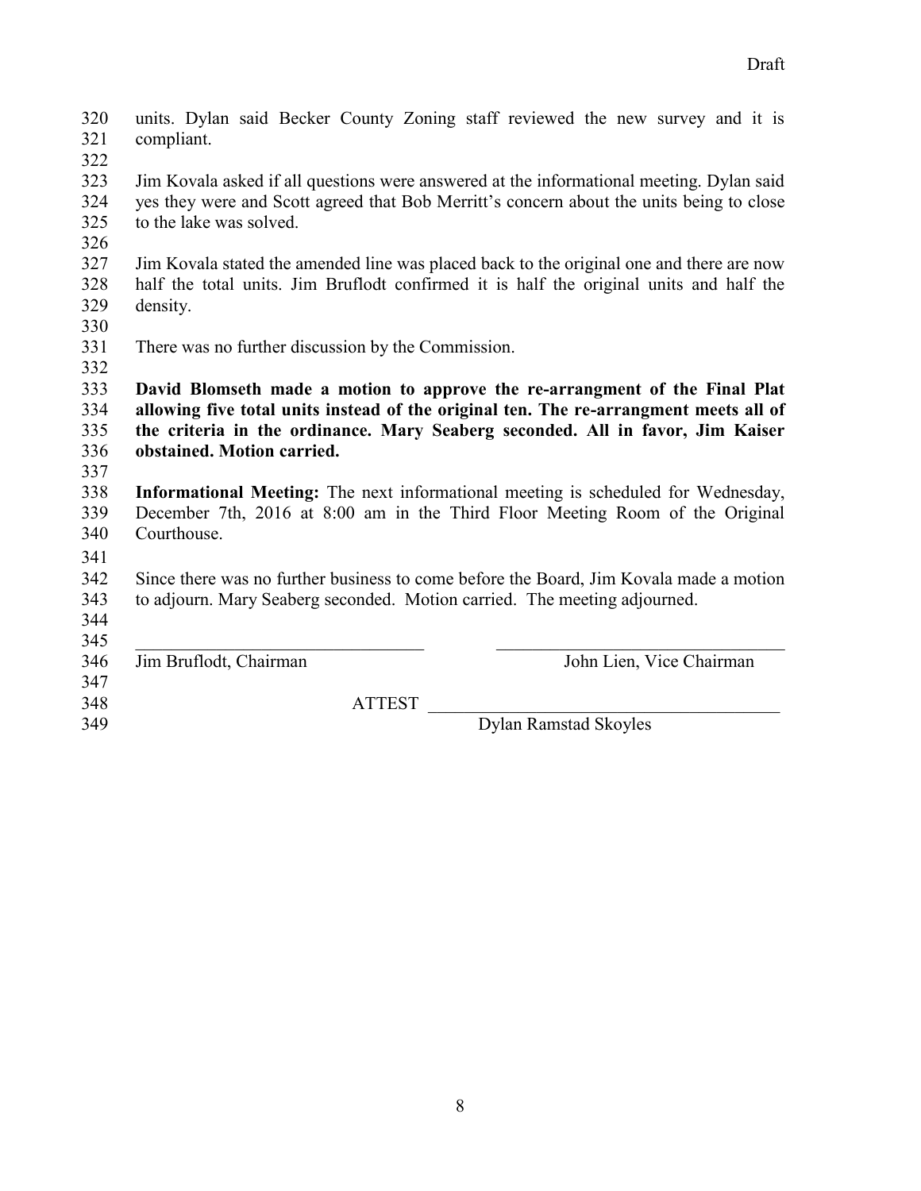units. Dylan said Becker County Zoning staff reviewed the new survey and it is compliant.

Jim Kovala asked if all questions were answered at the informational meeting. Dylan said yes they were and Scott agreed that Bob Merritt's concern about the units being to close to the lake was solved.

Jim Kovala stated the amended line was placed back to the original one and there are now half the total units. Jim Bruflodt confirmed it is half the original units and half the density.

There was no further discussion by the Commission.

**David Blomseth made a motion to approve the re-arrangment of the Final Plat allowing five total units instead of the original ten. The re-arrangment meets all of the criteria in the ordinance. Mary Seaberg seconded. All in favor, Jim Kaiser obstained. Motion carried.**

**Informational Meeting:** The next informational meeting is scheduled for Wednesday, December 7th, 2016 at 8:00 am in the Third Floor Meeting Room of the Original Courthouse.

Since there was no further business to come before the Board, Jim Kovala made a motion to adjourn. Mary Seaberg seconded. Motion carried. The meeting adjourned.

\_\_\_\_\_\_\_\_\_\_\_\_\_\_\_\_\_\_\_\_\_\_\_\_\_\_\_\_\_\_\_\_ \_\_\_\_\_\_\_\_\_\_\_\_\_\_\_\_\_\_\_\_\_\_\_\_\_\_\_\_\_\_\_\_

Jim Bruflodt, Chairman John Lien, Vice Chairman

ATTEST \_\_\_\_\_\_\_\_\_\_\_\_\_\_\_\_\_\_\_\_\_\_\_\_\_\_\_\_\_\_\_\_\_\_\_\_\_\_

Dylan Ramstad Skoyles